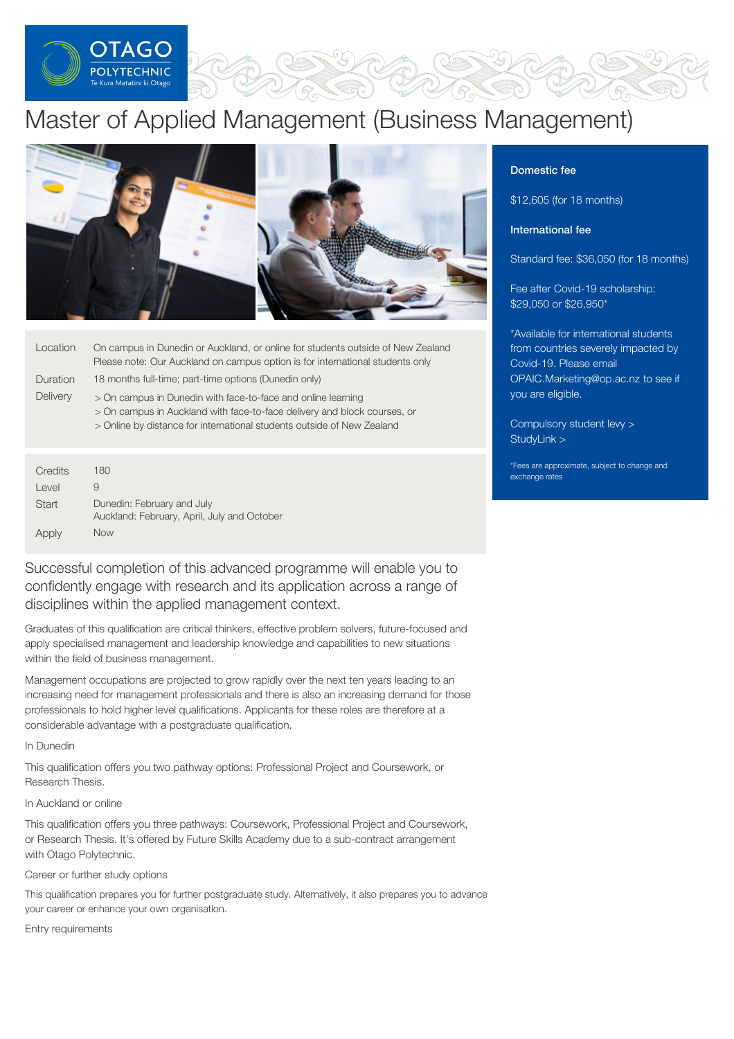# Master of Applied Management (Business Management)

| | |
|---|---|
| Location | On campus in Dunedin or Auckland, or online for students outside of New Zealand<br>Please note: Our Auckland on campus option is for international students only |
| Duration | 18 months full-time; part-time options (Dunedin only) |
| Delivery | > On campus in Dunedin with face-to-face and online learning<br>> On campus in Auckland with face-to-face delivery and block courses, or<br>> Online by distance for international students outside of New Zealand |

| | |
|---|---|
| Credits | 180 |
| Level | 9 |
| Start | Dunedin: February and July<br>Auckland: February, April, July and October |
| Apply | Now |

**Domestic fee**

$12,605 (for 18 months)

**International fee**

Standard fee: $36,050 (for 18 months)

Fee after Covid-19 scholarship: $29,050 or $26,950*

*Available for international students from countries severely impacted by Covid-19. Please email OPAIC.Marketing@op.ac.nz to see if you are eligible.

Compulsory student levy >

StudyLink >

*Fees are approximate, subject to change and exchange rates

Successful completion of this advanced programme will enable you to confidently engage with research and its application across a range of disciplines within the applied management context.

Graduates of this qualification are critical thinkers, effective problem solvers, future-focused and apply specialised management and leadership knowledge and capabilities to new situations within the field of business management.

Management occupations are projected to grow rapidly over the next ten years leading to an increasing need for management professionals and there is also an increasing demand for those professionals to hold higher level qualifications. Applicants for these roles are therefore at a considerable advantage with a postgraduate qualification.

In Dunedin

This qualification offers you two pathway options: Professional Project and Coursework, or Research Thesis.

In Auckland or online

This qualification offers you three pathways: Coursework, Professional Project and Coursework, or Research Thesis. It's offered by Future Skills Academy due to a sub-contract arrangement with Otago Polytechnic.

Career or further study options

This qualification prepares you for further postgraduate study. Alternatively, it also prepares you to advance your career or enhance your own organisation.

Entry requirements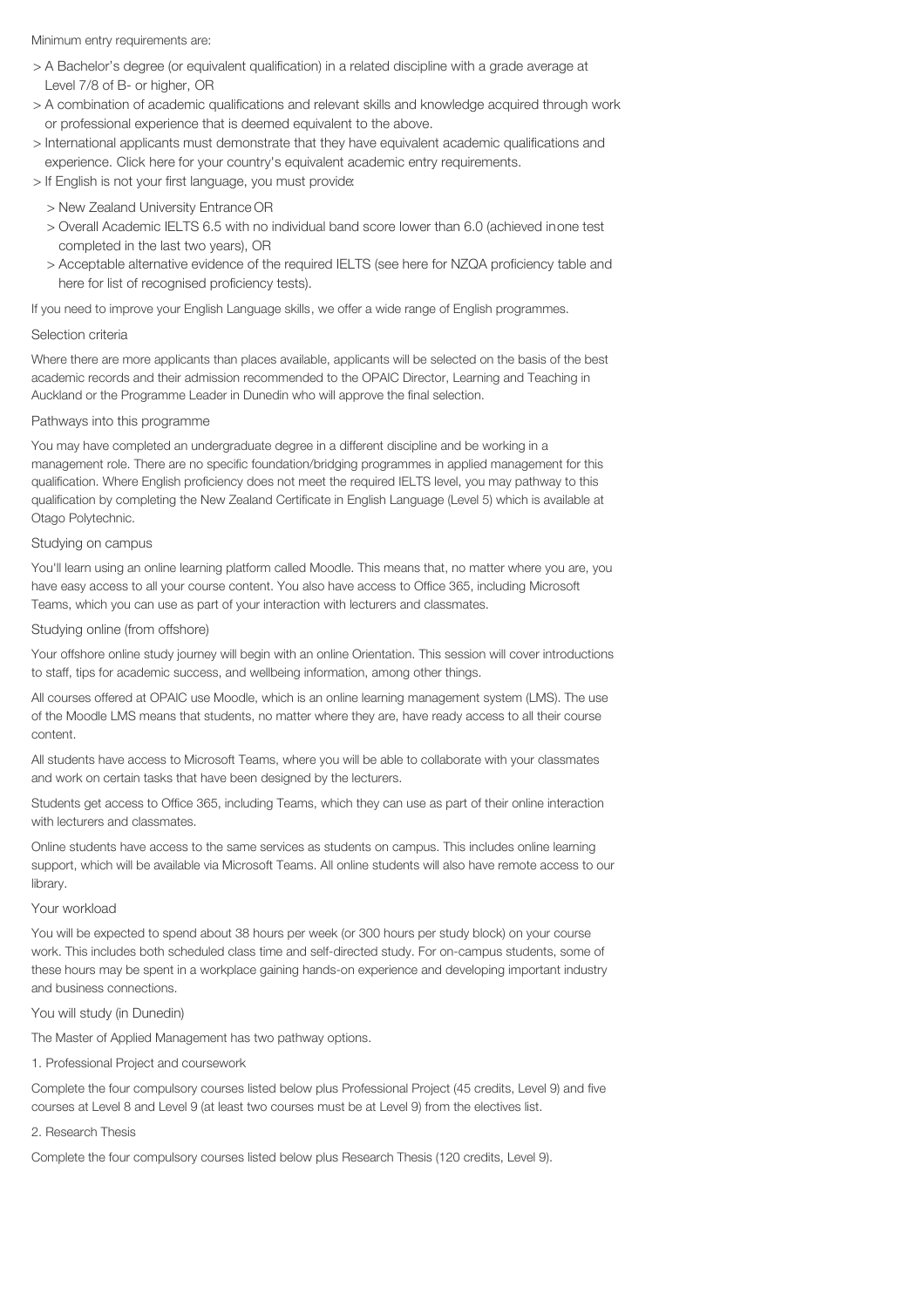Minimum entry requirements are:

- A Bachelor's degree (or equivalent qualification) in a related discipline with a grade average at Level 7/8 of B- or higher, OR
- A combination of academic qualifications and relevant skills and knowledge acquired through work or professional experience that is deemed equivalent to the above.
- International applicants must demonstrate that they have equivalent academic qualifications and experience. Click here for your country's equivalent academic entry requirements.
- If English is not your first language, you must provide:
  - New Zealand University Entrance OR
  - Overall Academic IELTS 6.5 with no individual band score lower than 6.0 (achieved in one test completed in the last two years), OR
  - Acceptable alternative evidence of the required IELTS (see here for NZQA proficiency table and here for list of recognised proficiency tests).

If you need to improve your English Language skills, we offer a wide range of English programmes.

### Selection criteria

Where there are more applicants than places available, applicants will be selected on the basis of the best academic records and their admission recommended to the OPAIC Director, Learning and Teaching in Auckland or the Programme Leader in Dunedin who will approve the final selection.

### Pathways into this programme

You may have completed an undergraduate degree in a different discipline and be working in a management role. There are no specific foundation/bridging programmes in applied management for this qualification. Where English proficiency does not meet the required IELTS level, you may pathway to this qualification by completing the New Zealand Certificate in English Language (Level 5) which is available at Otago Polytechnic.

### Studying on campus

You'll learn using an online learning platform called Moodle. This means that, no matter where you are, you have easy access to all your course content. You also have access to Office 365, including Microsoft Teams, which you can use as part of your interaction with lecturers and classmates.

### Studying online (from offshore)

Your offshore online study journey will begin with an online Orientation. This session will cover introductions to staff, tips for academic success, and wellbeing information, among other things.

All courses offered at OPAIC use Moodle, which is an online learning management system (LMS). The use of the Moodle LMS means that students, no matter where they are, have ready access to all their course content.

All students have access to Microsoft Teams, where you will be able to collaborate with your classmates and work on certain tasks that have been designed by the lecturers.

Students get access to Office 365, including Teams, which they can use as part of their online interaction with lecturers and classmates.

Online students have access to the same services as students on campus. This includes online learning support, which will be available via Microsoft Teams. All online students will also have remote access to our library.

### Your workload

You will be expected to spend about 38 hours per week (or 300 hours per study block) on your course work. This includes both scheduled class time and self-directed study. For on-campus students, some of these hours may be spent in a workplace gaining hands-on experience and developing important industry and business connections.

### You will study (in Dunedin)

The Master of Applied Management has two pathway options.

1. Professional Project and coursework

Complete the four compulsory courses listed below plus Professional Project (45 credits, Level 9) and five courses at Level 8 and Level 9 (at least two courses must be at Level 9) from the electives list.

2. Research Thesis

Complete the four compulsory courses listed below plus Research Thesis (120 credits, Level 9).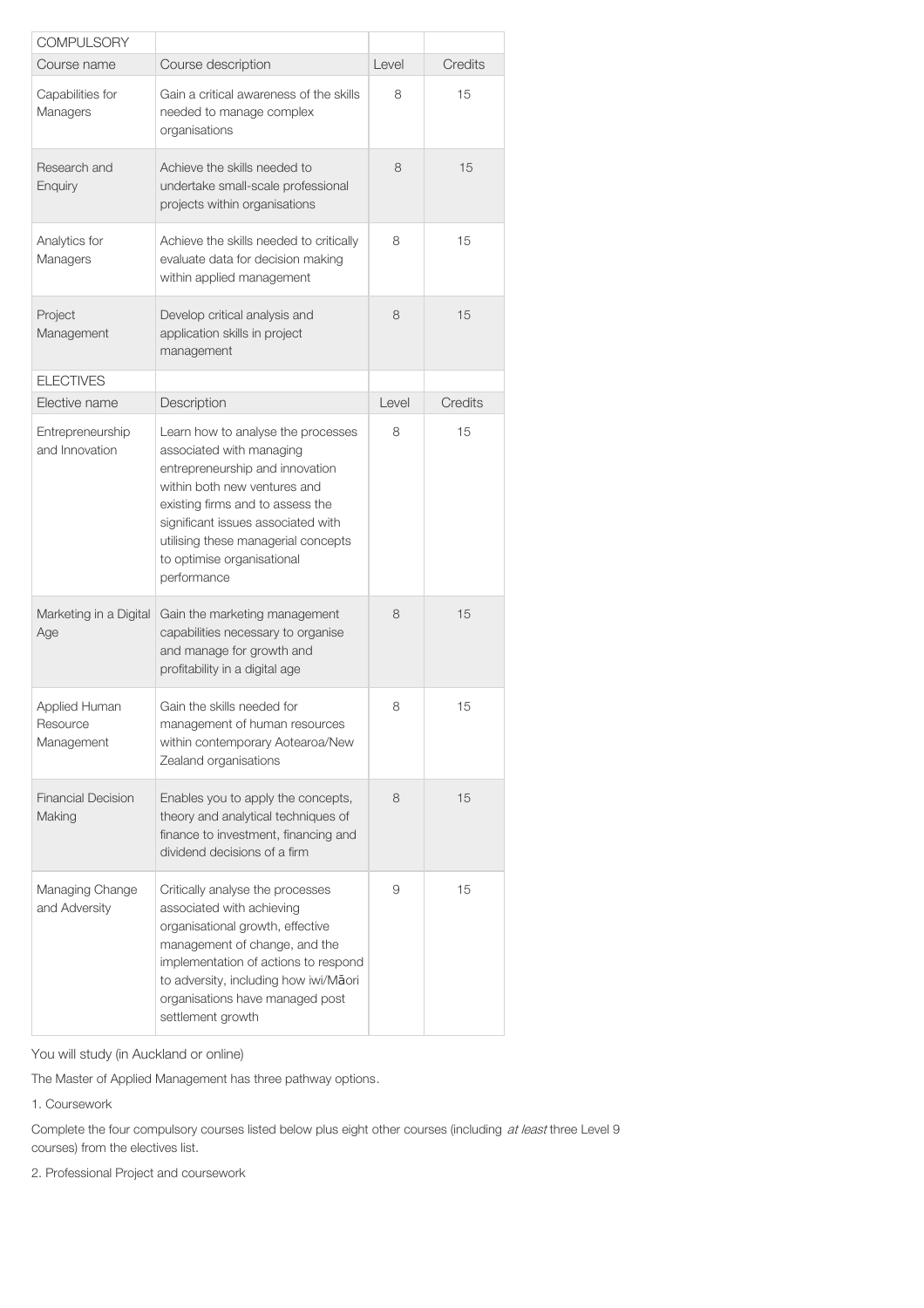| COMPULSORY | | | |
|---|---|---|---|
| Course name | Course description | Level | Credits |
| Capabilities for Managers | Gain a critical awareness of the skills needed to manage complex organisations | 8 | 15 |
| Research and Enquiry | Achieve the skills needed to undertake small-scale professional projects within organisations | 8 | 15 |
| Analytics for Managers | Achieve the skills needed to critically evaluate data for decision making within applied management | 8 | 15 |
| Project Management | Develop critical analysis and application skills in project management | 8 | 15 |
| ELECTIVES | | | |
| Elective name | Description | Level | Credits |
| Entrepreneurship and Innovation | Learn how to analyse the processes associated with managing entrepreneurship and innovation within both new ventures and existing firms and to assess the significant issues associated with utilising these managerial concepts to optimise organisational performance | 8 | 15 |
| Marketing in a Digital Age | Gain the marketing management capabilities necessary to organise and manage for growth and profitability in a digital age | 8 | 15 |
| Applied Human Resource Management | Gain the skills needed for management of human resources within contemporary Aotearoa/New Zealand organisations | 8 | 15 |
| Financial Decision Making | Enables you to apply the concepts, theory and analytical techniques of finance to investment, financing and dividend decisions of a firm | 8 | 15 |
| Managing Change and Adversity | Critically analyse the processes associated with achieving organisational growth, effective management of change, and the implementation of actions to respond to adversity, including how iwi/Māori organisations have managed post settlement growth | 9 | 15 |

You will study (in Auckland or online)

The Master of Applied Management has three pathway options.

1. Coursework

Complete the four compulsory courses listed below plus eight other courses (including *at least* three Level 9 courses) from the electives list.

2. Professional Project and coursework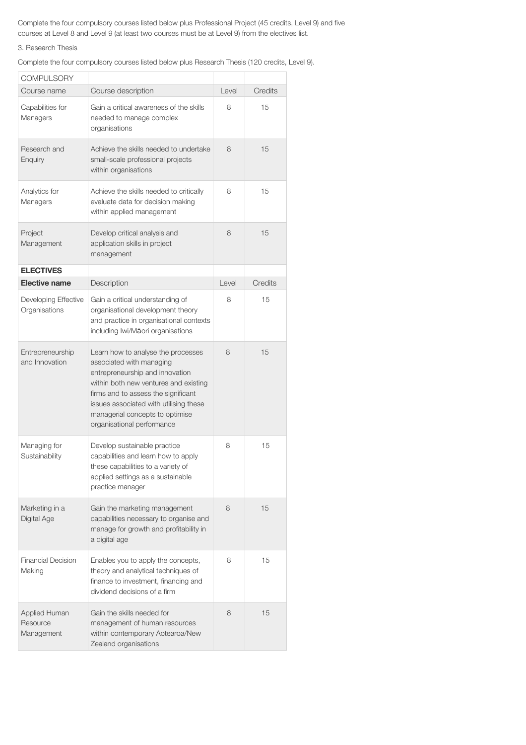Complete the four compulsory courses listed below plus Professional Project (45 credits, Level 9) and five courses at Level 8 and Level 9 (at least two courses must be at Level 9) from the electives list.

3. Research Thesis

Complete the four compulsory courses listed below plus Research Thesis (120 credits, Level 9).

| COMPULSORY | | | |
|---|---|---|---|
| Course name | Course description | Level | Credits |
| Capabilities for Managers | Gain a critical awareness of the skills needed to manage complex organisations | 8 | 15 |
| Research and Enquiry | Achieve the skills needed to undertake small-scale professional projects within organisations | 8 | 15 |
| Analytics for Managers | Achieve the skills needed to critically evaluate data for decision making within applied management | 8 | 15 |
| Project Management | Develop critical analysis and application skills in project management | 8 | 15 |
| **ELECTIVES** | | | |
| **Elective name** | Description | Level | Credits |
| Developing Effective Organisations | Gain a critical understanding of organisational development theory and practice in organisational contexts including Iwi/Māori organisations | 8 | 15 |
| Entrepreneurship and Innovation | Learn how to analyse the processes associated with managing entrepreneurship and innovation within both new ventures and existing firms and to assess the significant issues associated with utilising these managerial concepts to optimise organisational performance | 8 | 15 |
| Managing for Sustainability | Develop sustainable practice capabilities and learn how to apply these capabilities to a variety of applied settings as a sustainable practice manager | 8 | 15 |
| Marketing in a Digital Age | Gain the marketing management capabilities necessary to organise and manage for growth and profitability in a digital age | 8 | 15 |
| Financial Decision Making | Enables you to apply the concepts, theory and analytical techniques of finance to investment, financing and dividend decisions of a firm | 8 | 15 |
| Applied Human Resource Management | Gain the skills needed for management of human resources within contemporary Aotearoa/New Zealand organisations | 8 | 15 |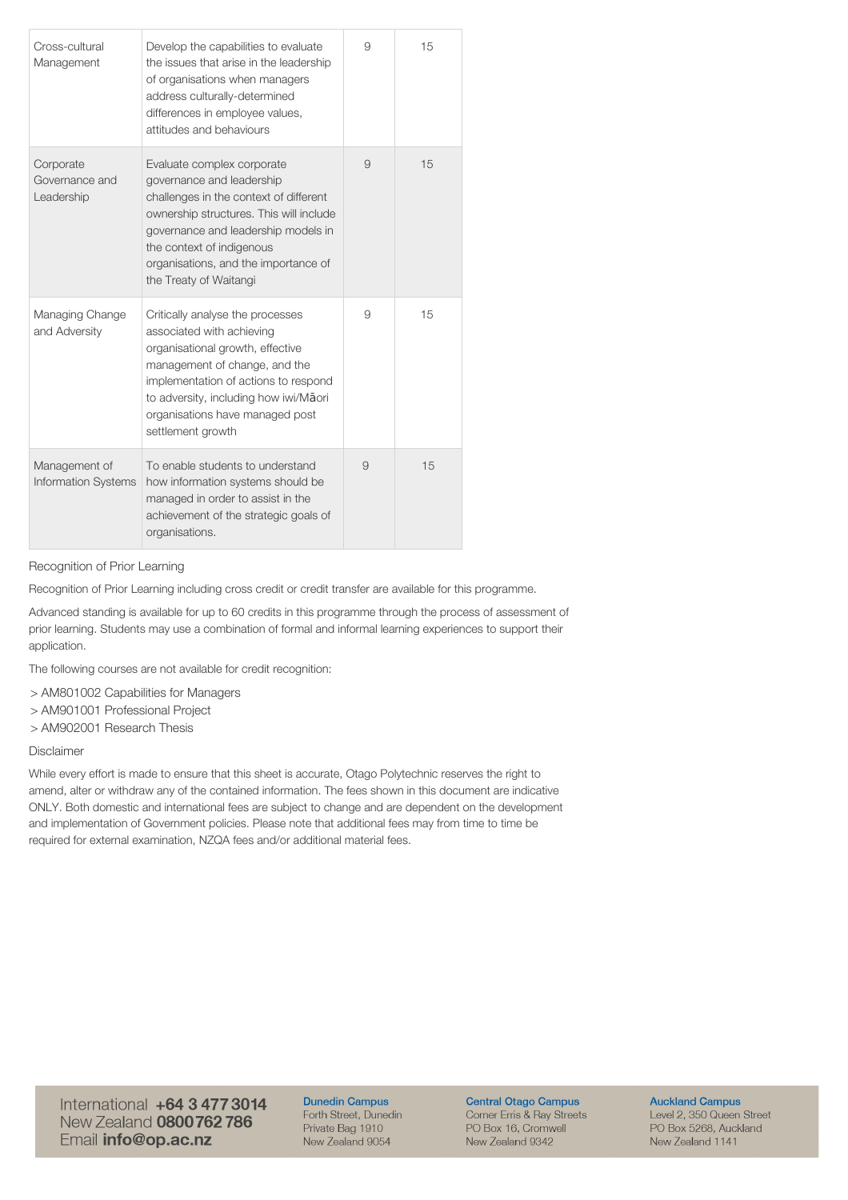| | | | |
|---|---|---|---|
| Cross-cultural Management | Develop the capabilities to evaluate the issues that arise in the leadership of organisations when managers address culturally-determined differences in employee values, attitudes and behaviours | 9 | 15 |
| Corporate Governance and Leadership | Evaluate complex corporate governance and leadership challenges in the context of different ownership structures. This will include governance and leadership models in the context of indigenous organisations, and the importance of the Treaty of Waitangi | 9 | 15 |
| Managing Change and Adversity | Critically analyse the processes associated with achieving organisational growth, effective management of change, and the implementation of actions to respond to adversity, including how iwi/Māori organisations have managed post settlement growth | 9 | 15 |
| Management of Information Systems | To enable students to understand how information systems should be managed in order to assist in the achievement of the strategic goals of organisations. | 9 | 15 |

Recognition of Prior Learning

Recognition of Prior Learning including cross credit or credit transfer are available for this programme.

Advanced standing is available for up to 60 credits in this programme through the process of assessment of prior learning. Students may use a combination of formal and informal learning experiences to support their application.

The following courses are not available for credit recognition:

> AM801002 Capabilities for Managers
> AM901001 Professional Project
> AM902001 Research Thesis

Disclaimer

While every effort is made to ensure that this sheet is accurate, Otago Polytechnic reserves the right to amend, alter or withdraw any of the contained information. The fees shown in this document are indicative ONLY. Both domestic and international fees are subject to change and are dependent on the development and implementation of Government policies. Please note that additional fees may from time to time be required for external examination, NZQA fees and/or additional material fees.

International **+64 3 477 3014**
New Zealand **0800 762 786**
Email **info@op.ac.nz**

**Dunedin Campus**
Forth Street, Dunedin
Private Bag 1910
New Zealand 9054

**Central Otago Campus**
Corner Erris & Ray Streets
PO Box 16, Cromwell
New Zealand 9342

**Auckland Campus**
Level 2, 350 Queen Street
PO Box 5268, Auckland
New Zealand 1141